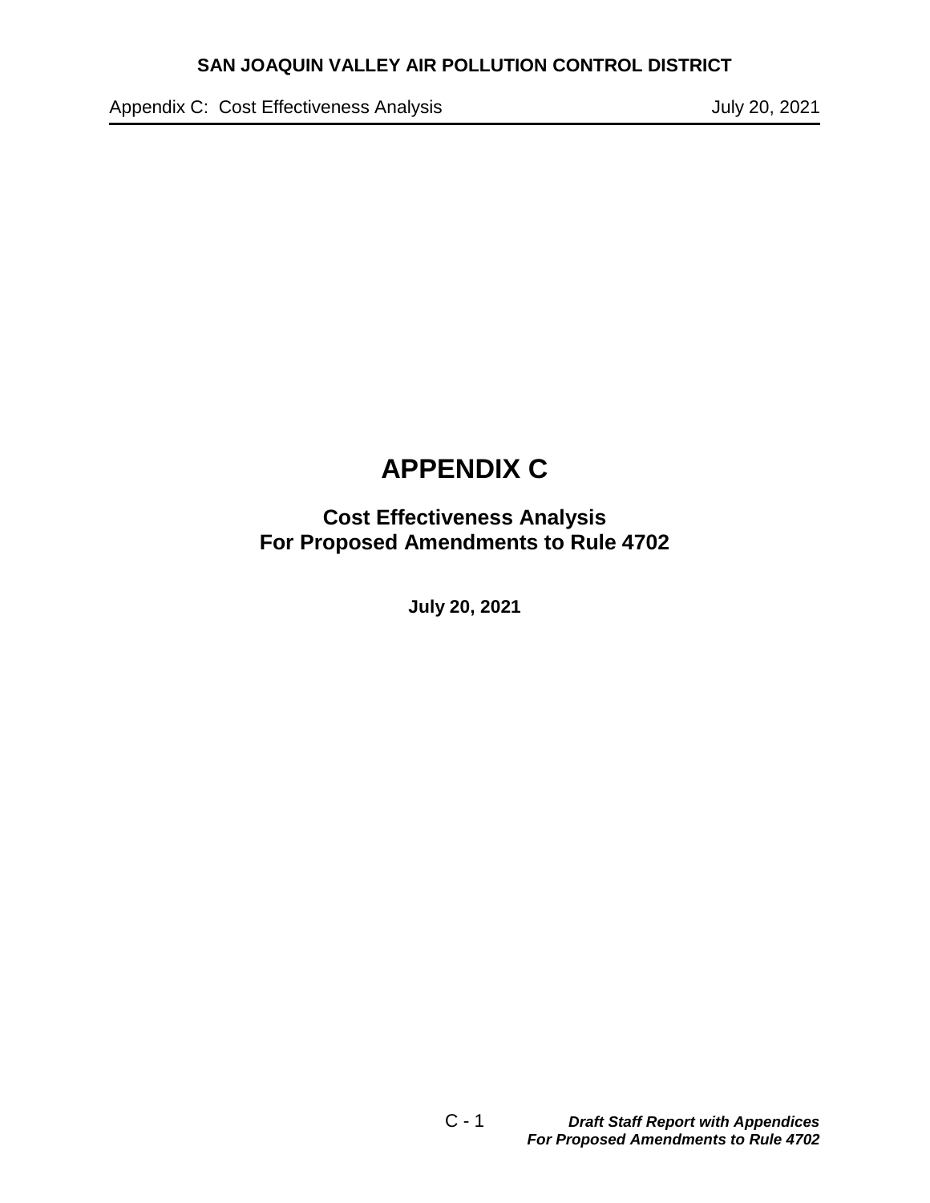# APPENDIX C

## Cost Effectiveness Analysis For Proposed Amendments to Rule 4702

**July 20, 2021**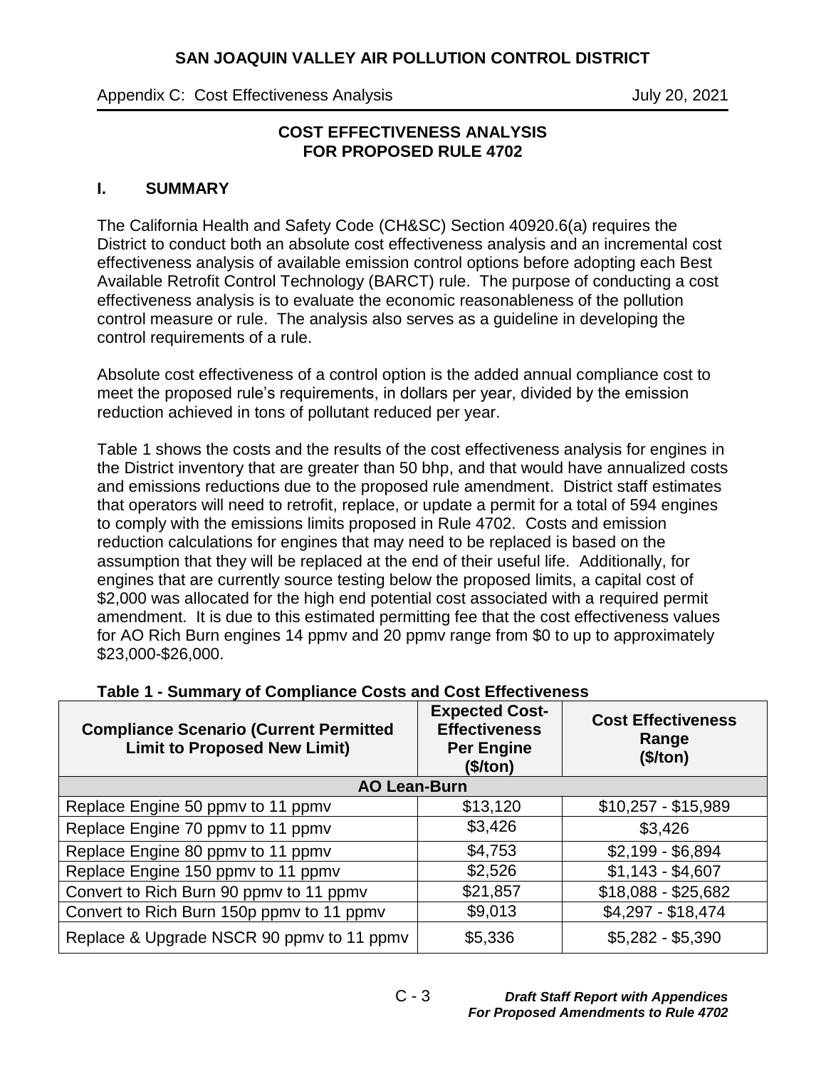# COST EFFECTIVENESS ANALYSIS FOR PROPOSED RULE 4702

## I. SUMMARY

The California Health and Safety Code (CH&SC) Section 40920.6(a) requires the District to conduct both an absolute cost effectiveness analysis and an incremental cost effectiveness analysis of available emission control options before adopting each Best Available Retrofit Control Technology (BARCT) rule. The purpose of conducting a cost effectiveness analysis is to evaluate the economic reasonableness of the pollution control measure or rule. The analysis also serves as a guideline in developing the control requirements of a rule.

Absolute cost effectiveness of a control option is the added annual compliance cost to meet the proposed rule's requirements, in dollars per year, divided by the emission reduction achieved in tons of pollutant reduced per year.

Table 1 shows the costs and the results of the cost effectiveness analysis for engines in the District inventory that are greater than 50 bhp, and that would have annualized costs and emissions reductions due to the proposed rule amendment. District staff estimates that operators will need to retrofit, replace, or update a permit for a total of 594 engines to comply with the emissions limits proposed in Rule 4702. Costs and emission reduction calculations for engines that may need to be replaced is based on the assumption that they will be replaced at the end of their useful life. Additionally, for engines that are currently source testing below the proposed limits, a capital cost of $2,000 was allocated for the high end potential cost associated with a required permit amendment. It is due to this estimated permitting fee that the cost effectiveness values for AO Rich Burn engines 14 ppmv and 20 ppmv range from $0 to up to approximately $23,000-$26,000.

**Table 1 - Summary of Compliance Costs and Cost Effectiveness**

| Compliance Scenario (Current Permitted Limit to Proposed New Limit) | Expected Cost-Effectiveness Per Engine ($/ton) | Cost Effectiveness Range ($/ton) |
|---|---|---|
| **AO Lean-Burn** | | |
| Replace Engine 50 ppmv to 11 ppmv | $13,120 | $10,257 - $15,989 |
| Replace Engine 70 ppmv to 11 ppmv | $3,426 | $3,426 |
| Replace Engine 80 ppmv to 11 ppmv | $4,753 | $2,199 - $6,894 |
| Replace Engine 150 ppmv to 11 ppmv | $2,526 | $1,143 - $4,607 |
| Convert to Rich Burn 90 ppmv to 11 ppmv | $21,857 | $18,088 - $25,682 |
| Convert to Rich Burn 150p ppmv to 11 ppmv | $9,013 | $4,297 - $18,474 |
| Replace & Upgrade NSCR 90 ppmv to 11 ppmv | $5,336 | $5,282 - $5,390 |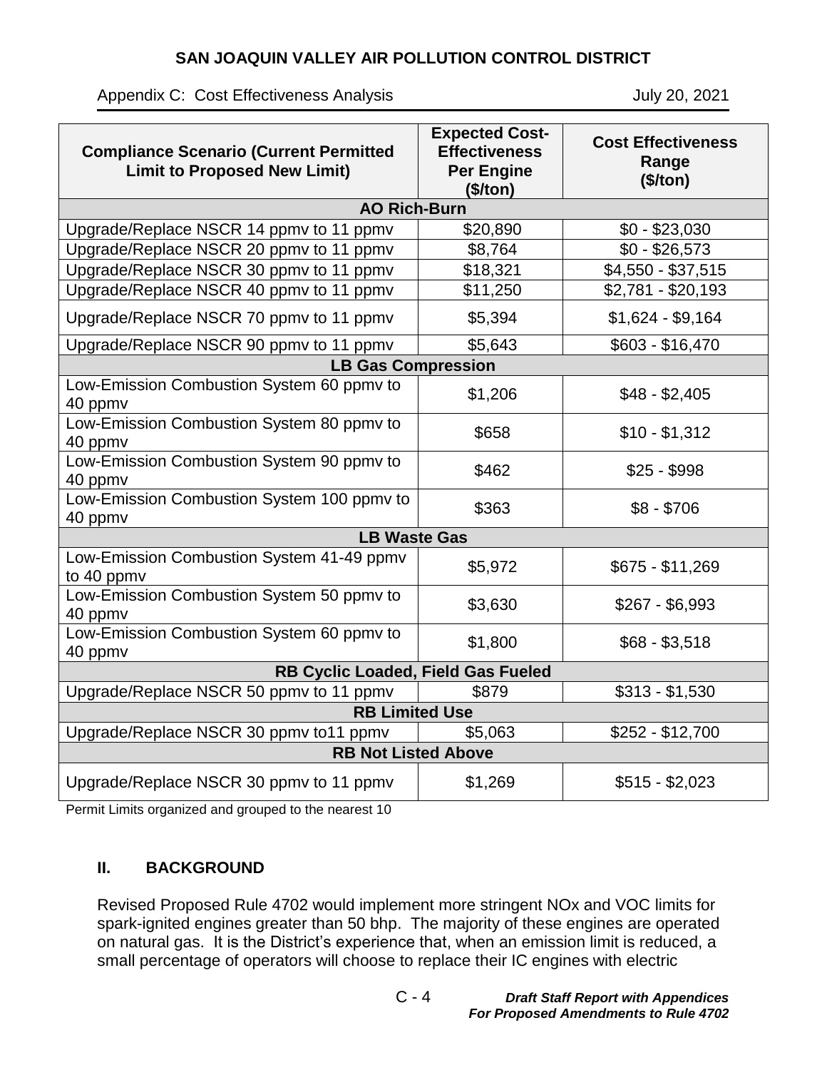| Compliance Scenario (Current Permitted Limit to Proposed New Limit) | Expected Cost-Effectiveness Per Engine ($/ton) | Cost Effectiveness Range ($/ton) |
|---|---|---|
| **AO Rich-Burn** | | |
| Upgrade/Replace NSCR 14 ppmv to 11 ppmv | $20,890 | $0 - $23,030 |
| Upgrade/Replace NSCR 20 ppmv to 11 ppmv | $8,764 | $0 - $26,573 |
| Upgrade/Replace NSCR 30 ppmv to 11 ppmv | $18,321 | $4,550 - $37,515 |
| Upgrade/Replace NSCR 40 ppmv to 11 ppmv | $11,250 | $2,781 - $20,193 |
| Upgrade/Replace NSCR 70 ppmv to 11 ppmv | $5,394 | $1,624 - $9,164 |
| Upgrade/Replace NSCR 90 ppmv to 11 ppmv | $5,643 | $603 - $16,470 |
| **LB Gas Compression** | | |
| Low-Emission Combustion System 60 ppmv to 40 ppmv | $1,206 | $48 - $2,405 |
| Low-Emission Combustion System 80 ppmv to 40 ppmv | $658 | $10 - $1,312 |
| Low-Emission Combustion System 90 ppmv to 40 ppmv | $462 | $25 - $998 |
| Low-Emission Combustion System 100 ppmv to 40 ppmv | $363 | $8 - $706 |
| **LB Waste Gas** | | |
| Low-Emission Combustion System 41-49 ppmv to 40 ppmv | $5,972 | $675 - $11,269 |
| Low-Emission Combustion System 50 ppmv to 40 ppmv | $3,630 | $267 - $6,993 |
| Low-Emission Combustion System 60 ppmv to 40 ppmv | $1,800 | $68 - $3,518 |
| **RB Cyclic Loaded, Field Gas Fueled** | | |
| Upgrade/Replace NSCR 50 ppmv to 11 ppmv | $879 | $313 - $1,530 |
| **RB Limited Use** | | |
| Upgrade/Replace NSCR 30 ppmv to11 ppmv | $5,063 | $252 - $12,700 |
| **RB Not Listed Above** | | |
| Upgrade/Replace NSCR 30 ppmv to 11 ppmv | $1,269 | $515 - $2,023 |

Permit Limits organized and grouped to the nearest 10

## II. BACKGROUND

Revised Proposed Rule 4702 would implement more stringent NOx and VOC limits for spark-ignited engines greater than 50 bhp. The majority of these engines are operated on natural gas. It is the District's experience that, when an emission limit is reduced, a small percentage of operators will choose to replace their IC engines with electric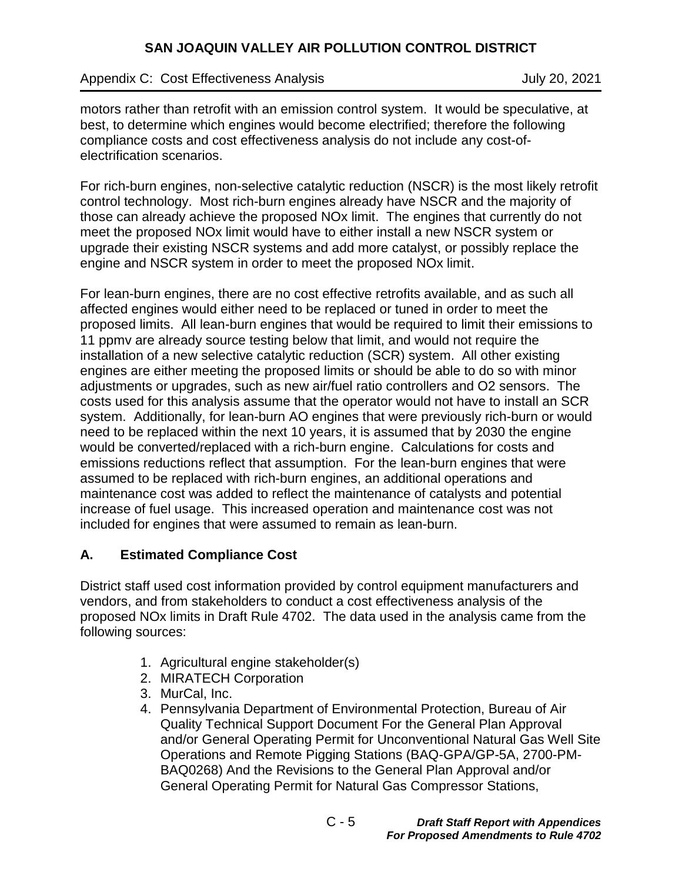motors rather than retrofit with an emission control system. It would be speculative, at best, to determine which engines would become electrified; therefore the following compliance costs and cost effectiveness analysis do not include any cost-of-electrification scenarios.

For rich-burn engines, non-selective catalytic reduction (NSCR) is the most likely retrofit control technology. Most rich-burn engines already have NSCR and the majority of those can already achieve the proposed NOx limit. The engines that currently do not meet the proposed NOx limit would have to either install a new NSCR system or upgrade their existing NSCR systems and add more catalyst, or possibly replace the engine and NSCR system in order to meet the proposed NOx limit.

For lean-burn engines, there are no cost effective retrofits available, and as such all affected engines would either need to be replaced or tuned in order to meet the proposed limits. All lean-burn engines that would be required to limit their emissions to 11 ppmv are already source testing below that limit, and would not require the installation of a new selective catalytic reduction (SCR) system. All other existing engines are either meeting the proposed limits or should be able to do so with minor adjustments or upgrades, such as new air/fuel ratio controllers and $O_2$ sensors. The costs used for this analysis assume that the operator would not have to install an SCR system. Additionally, for lean-burn AO engines that were previously rich-burn or would need to be replaced within the next 10 years, it is assumed that by 2030 the engine would be converted/replaced with a rich-burn engine. Calculations for costs and emissions reductions reflect that assumption. For the lean-burn engines that were assumed to be replaced with rich-burn engines, an additional operations and maintenance cost was added to reflect the maintenance of catalysts and potential increase of fuel usage. This increased operation and maintenance cost was not included for engines that were assumed to remain as lean-burn.

## A. Estimated Compliance Cost

District staff used cost information provided by control equipment manufacturers and vendors, and from stakeholders to conduct a cost effectiveness analysis of the proposed NOx limits in Draft Rule 4702. The data used in the analysis came from the following sources:

1. Agricultural engine stakeholder(s)
2. MIRATECH Corporation
3. MurCal, Inc.
4. Pennsylvania Department of Environmental Protection, Bureau of Air Quality Technical Support Document For the General Plan Approval and/or General Operating Permit for Unconventional Natural Gas Well Site Operations and Remote Pigging Stations (BAQ-GPA/GP-5A, 2700-PM-BAQ0268) And the Revisions to the General Plan Approval and/or General Operating Permit for Natural Gas Compressor Stations,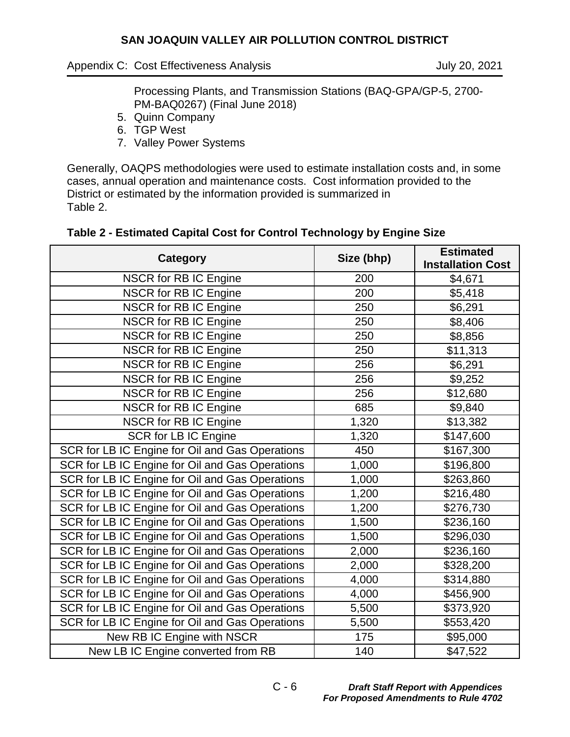Processing Plants, and Transmission Stations (BAQ-GPA/GP-5, 2700-PM-BAQ0267) (Final June 2018)

5. Quinn Company
6. TGP West
7. Valley Power Systems

Generally, OAQPS methodologies were used to estimate installation costs and, in some cases, annual operation and maintenance costs. Cost information provided to the District or estimated by the information provided is summarized in Table 2.

**Table 2 - Estimated Capital Cost for Control Technology by Engine Size**

| Category | Size (bhp) | Estimated Installation Cost |
|---|---|---|
| NSCR for RB IC Engine | 200 | $4,671 |
| NSCR for RB IC Engine | 200 | $5,418 |
| NSCR for RB IC Engine | 250 | $6,291 |
| NSCR for RB IC Engine | 250 | $8,406 |
| NSCR for RB IC Engine | 250 | $8,856 |
| NSCR for RB IC Engine | 250 | $11,313 |
| NSCR for RB IC Engine | 256 | $6,291 |
| NSCR for RB IC Engine | 256 | $9,252 |
| NSCR for RB IC Engine | 256 | $12,680 |
| NSCR for RB IC Engine | 685 | $9,840 |
| NSCR for RB IC Engine | 1,320 | $13,382 |
| SCR for LB IC Engine | 1,320 | $147,600 |
| SCR for LB IC Engine for Oil and Gas Operations | 450 | $167,300 |
| SCR for LB IC Engine for Oil and Gas Operations | 1,000 | $196,800 |
| SCR for LB IC Engine for Oil and Gas Operations | 1,000 | $263,860 |
| SCR for LB IC Engine for Oil and Gas Operations | 1,200 | $216,480 |
| SCR for LB IC Engine for Oil and Gas Operations | 1,200 | $276,730 |
| SCR for LB IC Engine for Oil and Gas Operations | 1,500 | $236,160 |
| SCR for LB IC Engine for Oil and Gas Operations | 1,500 | $296,030 |
| SCR for LB IC Engine for Oil and Gas Operations | 2,000 | $236,160 |
| SCR for LB IC Engine for Oil and Gas Operations | 2,000 | $328,200 |
| SCR for LB IC Engine for Oil and Gas Operations | 4,000 | $314,880 |
| SCR for LB IC Engine for Oil and Gas Operations | 4,000 | $456,900 |
| SCR for LB IC Engine for Oil and Gas Operations | 5,500 | $373,920 |
| SCR for LB IC Engine for Oil and Gas Operations | 5,500 | $553,420 |
| New RB IC Engine with NSCR | 175 | $95,000 |
| New LB IC Engine converted from RB | 140 | $47,522 |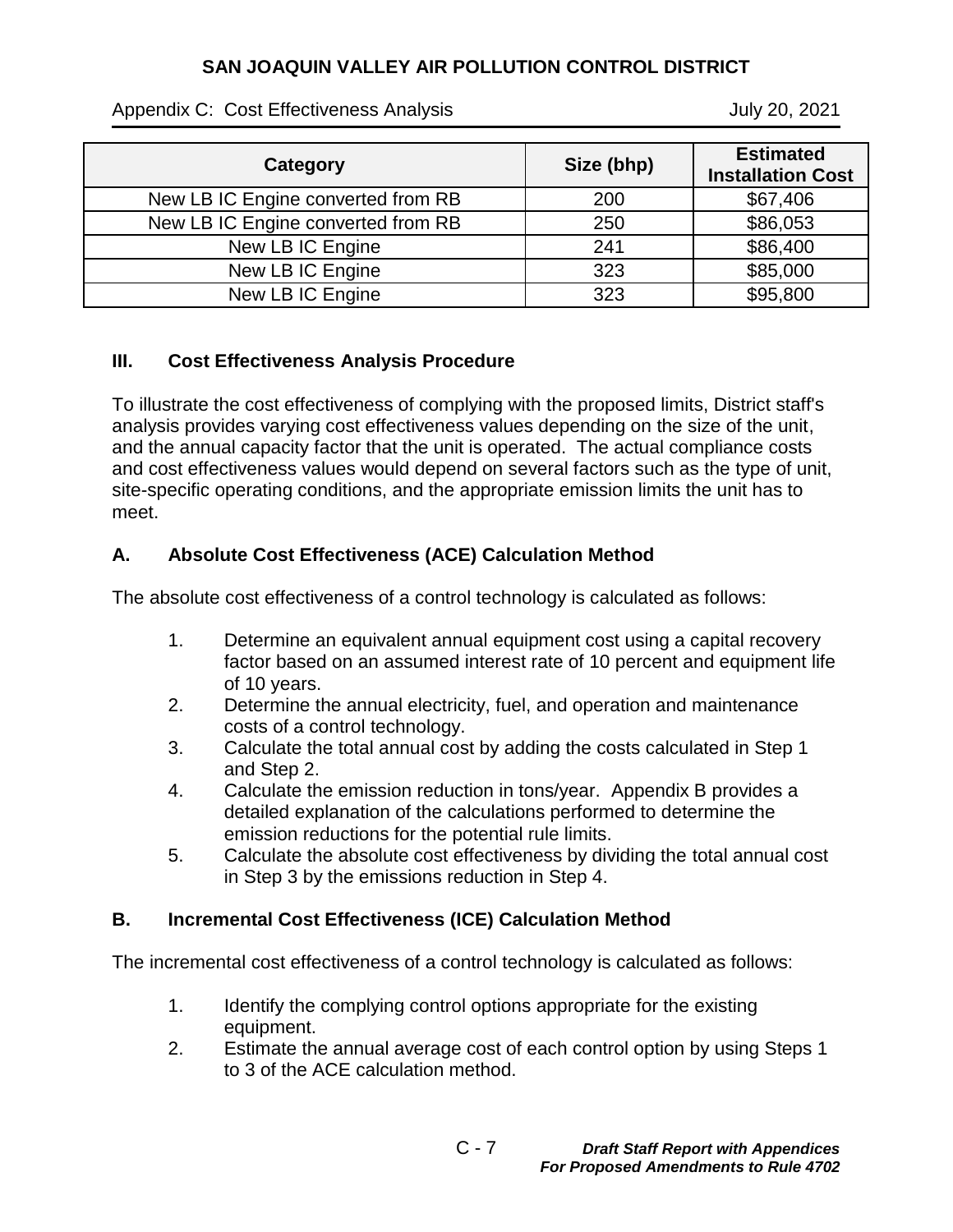| Category | Size (bhp) | Estimated Installation Cost |
|---|---|---|
| New LB IC Engine converted from RB | 200 | $67,406 |
| New LB IC Engine converted from RB | 250 | $86,053 |
| New LB IC Engine | 241 | $86,400 |
| New LB IC Engine | 323 | $85,000 |
| New LB IC Engine | 323 | $95,800 |

## III. Cost Effectiveness Analysis Procedure

To illustrate the cost effectiveness of complying with the proposed limits, District staff's analysis provides varying cost effectiveness values depending on the size of the unit, and the annual capacity factor that the unit is operated. The actual compliance costs and cost effectiveness values would depend on several factors such as the type of unit, site-specific operating conditions, and the appropriate emission limits the unit has to meet.

### A. Absolute Cost Effectiveness (ACE) Calculation Method

The absolute cost effectiveness of a control technology is calculated as follows:

1. Determine an equivalent annual equipment cost using a capital recovery factor based on an assumed interest rate of 10 percent and equipment life of 10 years.
2. Determine the annual electricity, fuel, and operation and maintenance costs of a control technology.
3. Calculate the total annual cost by adding the costs calculated in Step 1 and Step 2.
4. Calculate the emission reduction in tons/year. Appendix B provides a detailed explanation of the calculations performed to determine the emission reductions for the potential rule limits.
5. Calculate the absolute cost effectiveness by dividing the total annual cost in Step 3 by the emissions reduction in Step 4.

### B. Incremental Cost Effectiveness (ICE) Calculation Method

The incremental cost effectiveness of a control technology is calculated as follows:

1. Identify the complying control options appropriate for the existing equipment.
2. Estimate the annual average cost of each control option by using Steps 1 to 3 of the ACE calculation method.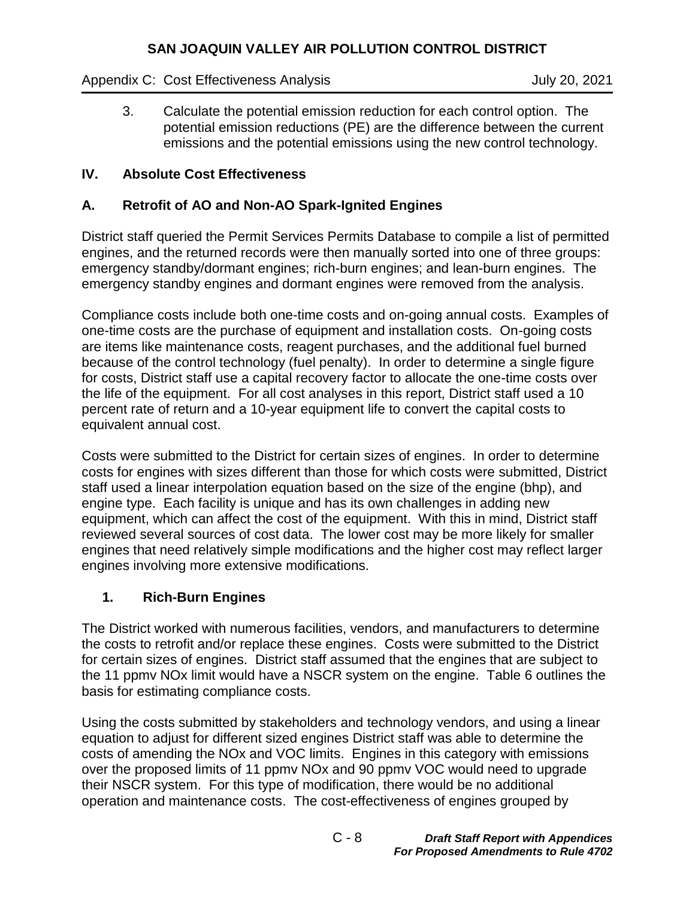3. Calculate the potential emission reduction for each control option. The potential emission reductions (PE) are the difference between the current emissions and the potential emissions using the new control technology.

## IV. Absolute Cost Effectiveness

### A. Retrofit of AO and Non-AO Spark-Ignited Engines

District staff queried the Permit Services Permits Database to compile a list of permitted engines, and the returned records were then manually sorted into one of three groups: emergency standby/dormant engines; rich-burn engines; and lean-burn engines. The emergency standby engines and dormant engines were removed from the analysis.

Compliance costs include both one-time costs and on-going annual costs. Examples of one-time costs are the purchase of equipment and installation costs. On-going costs are items like maintenance costs, reagent purchases, and the additional fuel burned because of the control technology (fuel penalty). In order to determine a single figure for costs, District staff use a capital recovery factor to allocate the one-time costs over the life of the equipment. For all cost analyses in this report, District staff used a 10 percent rate of return and a 10-year equipment life to convert the capital costs to equivalent annual cost.

Costs were submitted to the District for certain sizes of engines. In order to determine costs for engines with sizes different than those for which costs were submitted, District staff used a linear interpolation equation based on the size of the engine (bhp), and engine type. Each facility is unique and has its own challenges in adding new equipment, which can affect the cost of the equipment. With this in mind, District staff reviewed several sources of cost data. The lower cost may be more likely for smaller engines that need relatively simple modifications and the higher cost may reflect larger engines involving more extensive modifications.

#### 1. Rich-Burn Engines

The District worked with numerous facilities, vendors, and manufacturers to determine the costs to retrofit and/or replace these engines. Costs were submitted to the District for certain sizes of engines. District staff assumed that the engines that are subject to the 11 ppmv NOx limit would have a NSCR system on the engine. Table 6 outlines the basis for estimating compliance costs.

Using the costs submitted by stakeholders and technology vendors, and using a linear equation to adjust for different sized engines District staff was able to determine the costs of amending the NOx and VOC limits. Engines in this category with emissions over the proposed limits of 11 ppmv NOx and 90 ppmv VOC would need to upgrade their NSCR system. For this type of modification, there would be no additional operation and maintenance costs. The cost-effectiveness of engines grouped by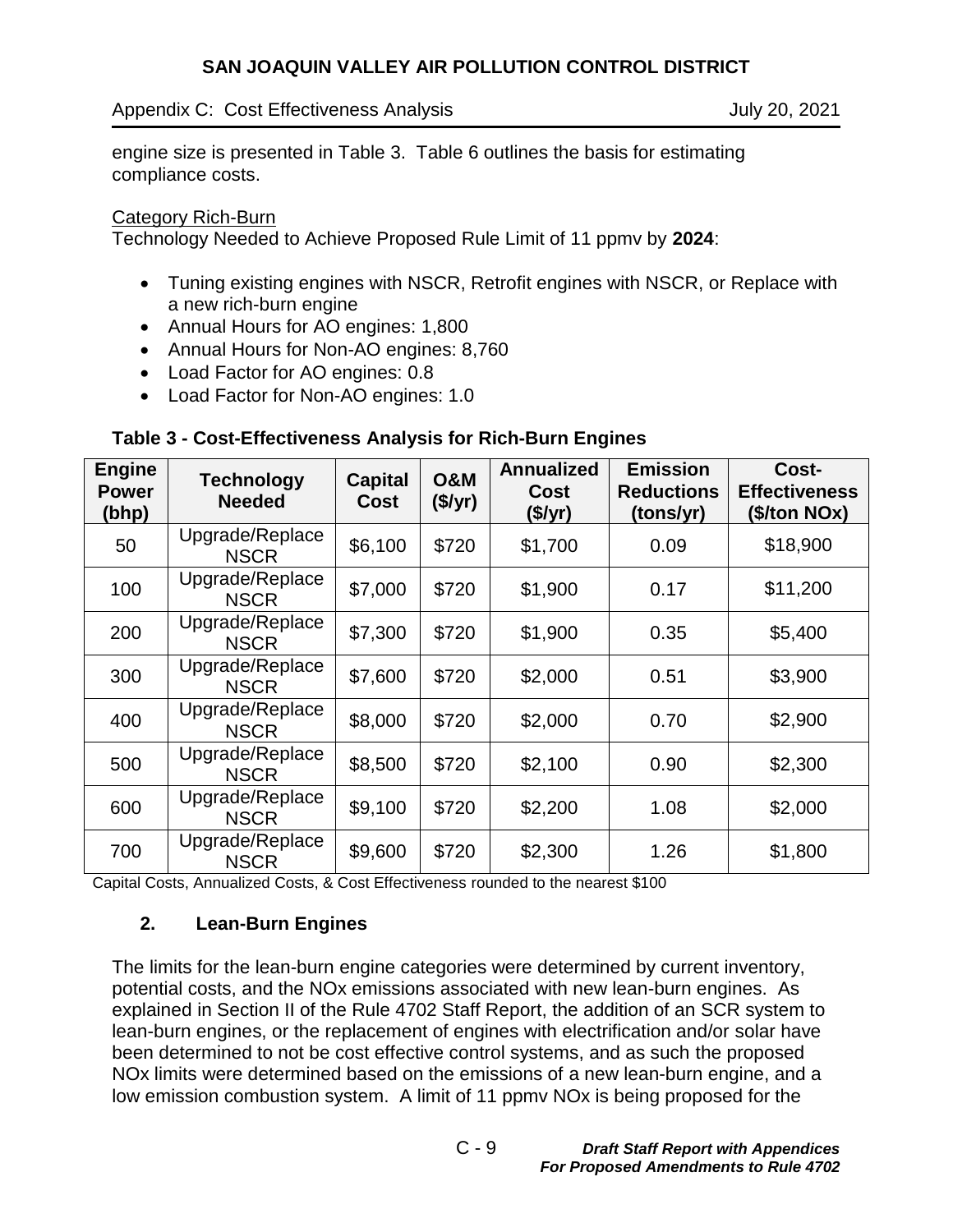engine size is presented in Table 3. Table 6 outlines the basis for estimating compliance costs.

Category Rich-Burn

Technology Needed to Achieve Proposed Rule Limit of 11 ppmv by **2024**:

- Tuning existing engines with NSCR, Retrofit engines with NSCR, or Replace with a new rich-burn engine
- Annual Hours for AO engines: 1,800
- Annual Hours for Non-AO engines: 8,760
- Load Factor for AO engines: 0.8
- Load Factor for Non-AO engines: 1.0

**Table 3 - Cost-Effectiveness Analysis for Rich-Burn Engines**

| Engine Power (bhp) | Technology Needed | Capital Cost | O&M ($/yr) | Annualized Cost ($/yr) | Emission Reductions (tons/yr) | Cost-Effectiveness ($/ton NOx) |
|---|---|---|---|---|---|---|
| 50 | Upgrade/Replace NSCR | $6,100 | $720 | $1,700 | 0.09 | $18,900 |
| 100 | Upgrade/Replace NSCR | $7,000 | $720 | $1,900 | 0.17 | $11,200 |
| 200 | Upgrade/Replace NSCR | $7,300 | $720 | $1,900 | 0.35 | $5,400 |
| 300 | Upgrade/Replace NSCR | $7,600 | $720 | $2,000 | 0.51 | $3,900 |
| 400 | Upgrade/Replace NSCR | $8,000 | $720 | $2,000 | 0.70 | $2,900 |
| 500 | Upgrade/Replace NSCR | $8,500 | $720 | $2,100 | 0.90 | $2,300 |
| 600 | Upgrade/Replace NSCR | $9,100 | $720 | $2,200 | 1.08 | $2,000 |
| 700 | Upgrade/Replace NSCR | $9,600 | $720 | $2,300 | 1.26 | $1,800 |

Capital Costs, Annualized Costs, & Cost Effectiveness rounded to the nearest $100

### 2. Lean-Burn Engines

The limits for the lean-burn engine categories were determined by current inventory, potential costs, and the NOx emissions associated with new lean-burn engines. As explained in Section II of the Rule 4702 Staff Report, the addition of an SCR system to lean-burn engines, or the replacement of engines with electrification and/or solar have been determined to not be cost effective control systems, and as such the proposed NOx limits were determined based on the emissions of a new lean-burn engine, and a low emission combustion system. A limit of 11 ppmv NOx is being proposed for the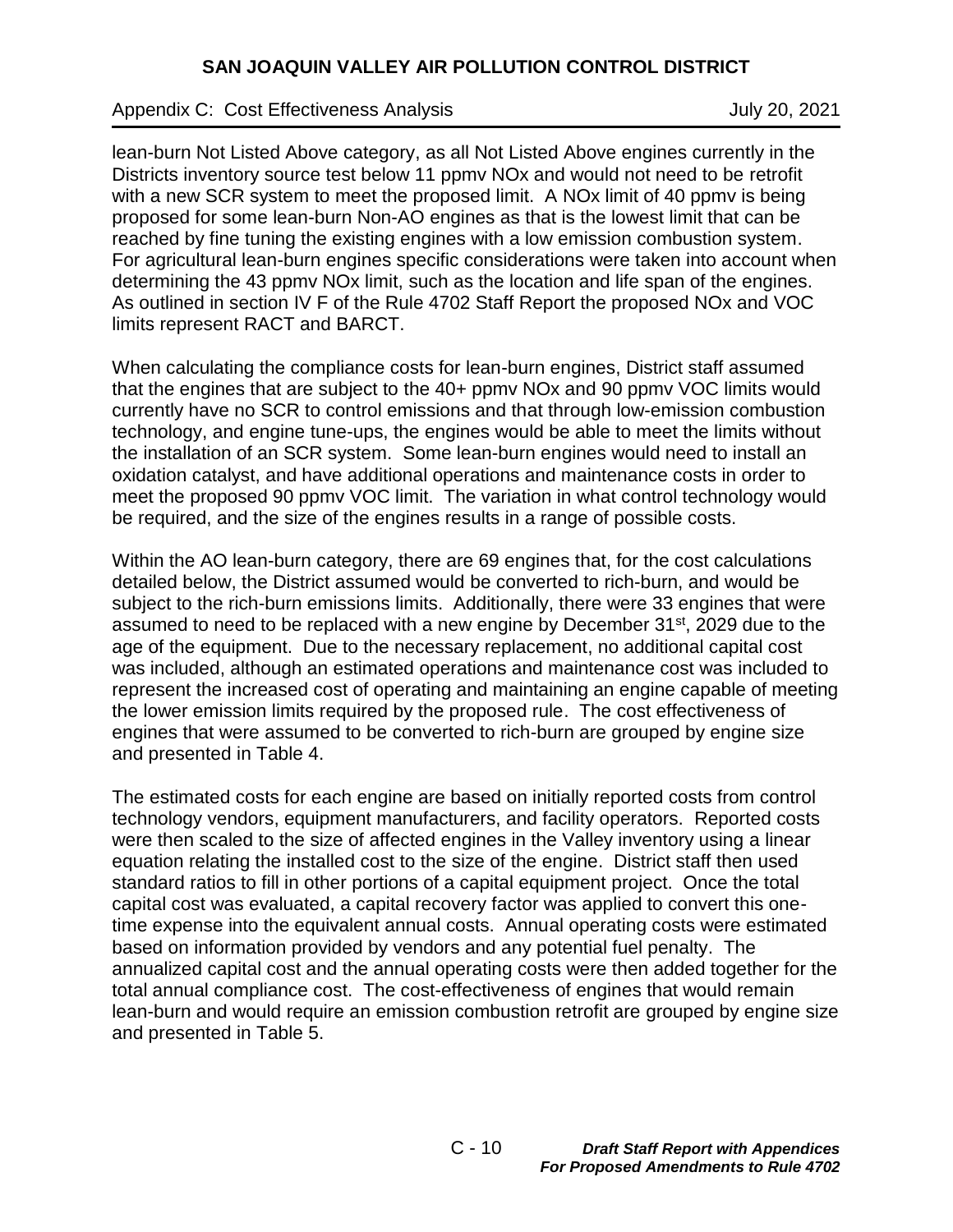lean-burn Not Listed Above category, as all Not Listed Above engines currently in the Districts inventory source test below 11 ppmv NOx and would not need to be retrofit with a new SCR system to meet the proposed limit. A NOx limit of 40 ppmv is being proposed for some lean-burn Non-AO engines as that is the lowest limit that can be reached by fine tuning the existing engines with a low emission combustion system. For agricultural lean-burn engines specific considerations were taken into account when determining the 43 ppmv NOx limit, such as the location and life span of the engines. As outlined in section IV F of the Rule 4702 Staff Report the proposed NOx and VOC limits represent RACT and BARCT.

When calculating the compliance costs for lean-burn engines, District staff assumed that the engines that are subject to the 40+ ppmv NOx and 90 ppmv VOC limits would currently have no SCR to control emissions and that through low-emission combustion technology, and engine tune-ups, the engines would be able to meet the limits without the installation of an SCR system. Some lean-burn engines would need to install an oxidation catalyst, and have additional operations and maintenance costs in order to meet the proposed 90 ppmv VOC limit. The variation in what control technology would be required, and the size of the engines results in a range of possible costs.

Within the AO lean-burn category, there are 69 engines that, for the cost calculations detailed below, the District assumed would be converted to rich-burn, and would be subject to the rich-burn emissions limits. Additionally, there were 33 engines that were assumed to need to be replaced with a new engine by December 31st, 2029 due to the age of the equipment. Due to the necessary replacement, no additional capital cost was included, although an estimated operations and maintenance cost was included to represent the increased cost of operating and maintaining an engine capable of meeting the lower emission limits required by the proposed rule. The cost effectiveness of engines that were assumed to be converted to rich-burn are grouped by engine size and presented in Table 4.

The estimated costs for each engine are based on initially reported costs from control technology vendors, equipment manufacturers, and facility operators. Reported costs were then scaled to the size of affected engines in the Valley inventory using a linear equation relating the installed cost to the size of the engine. District staff then used standard ratios to fill in other portions of a capital equipment project. Once the total capital cost was evaluated, a capital recovery factor was applied to convert this one-time expense into the equivalent annual costs. Annual operating costs were estimated based on information provided by vendors and any potential fuel penalty. The annualized capital cost and the annual operating costs were then added together for the total annual compliance cost. The cost-effectiveness of engines that would remain lean-burn and would require an emission combustion retrofit are grouped by engine size and presented in Table 5.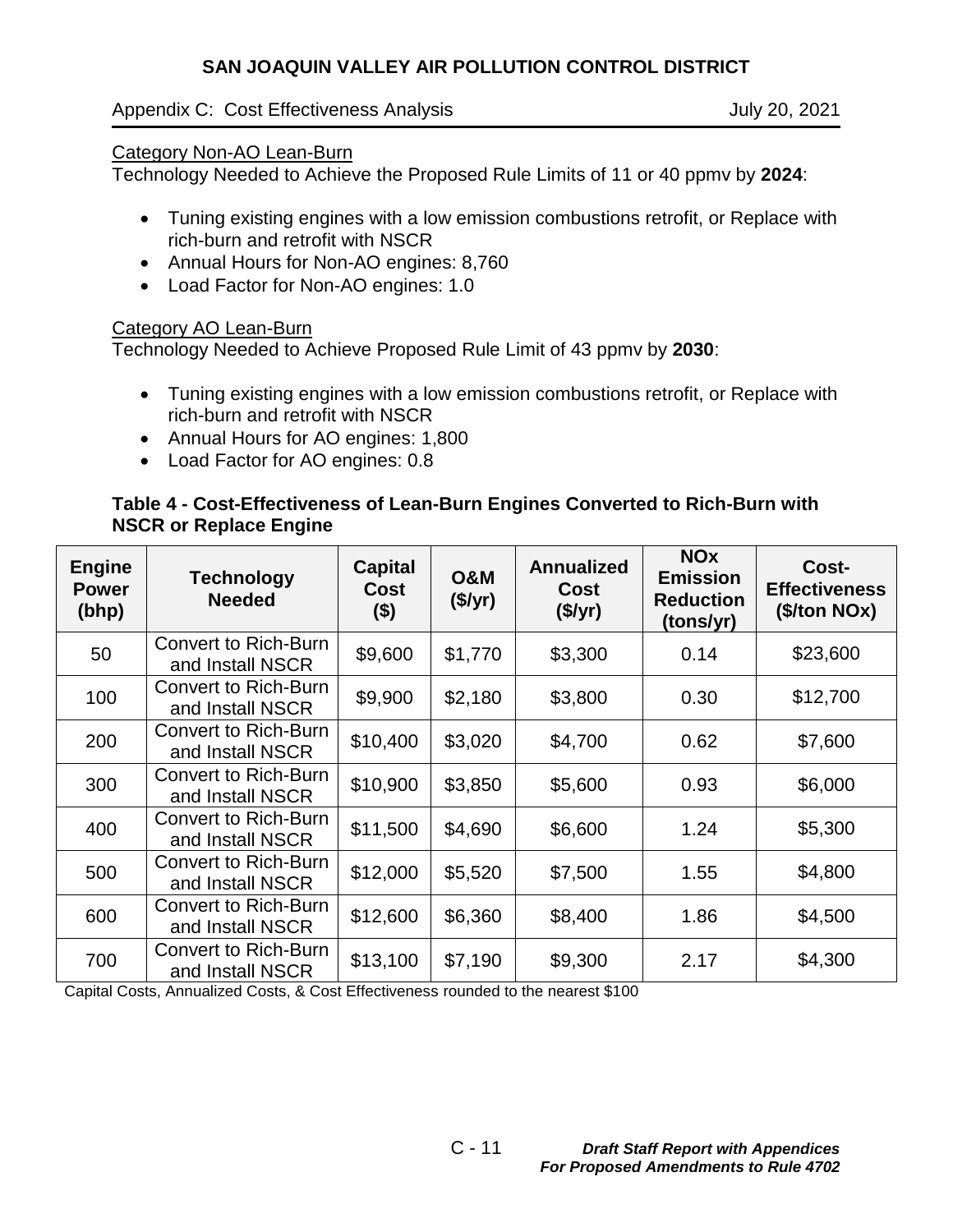Category Non-AO Lean-Burn

Technology Needed to Achieve the Proposed Rule Limits of 11 or 40 ppmv by **2024**:

- Tuning existing engines with a low emission combustions retrofit, or Replace with rich-burn and retrofit with NSCR
- Annual Hours for Non-AO engines: 8,760
- Load Factor for Non-AO engines: 1.0

Category AO Lean-Burn

Technology Needed to Achieve Proposed Rule Limit of 43 ppmv by **2030**:

- Tuning existing engines with a low emission combustions retrofit, or Replace with rich-burn and retrofit with NSCR
- Annual Hours for AO engines: 1,800
- Load Factor for AO engines: 0.8

**Table 4 - Cost-Effectiveness of Lean-Burn Engines Converted to Rich-Burn with NSCR or Replace Engine**

| Engine Power (bhp) | Technology Needed | Capital Cost ($) | O&M ($/yr) | Annualized Cost ($/yr) | NOx Emission Reduction (tons/yr) | Cost-Effectiveness ($/ton NOx) |
|---|---|---|---|---|---|---|
| 50 | Convert to Rich-Burn and Install NSCR | $9,600 | $1,770 | $3,300 | 0.14 | $23,600 |
| 100 | Convert to Rich-Burn and Install NSCR | $9,900 | $2,180 | $3,800 | 0.30 | $12,700 |
| 200 | Convert to Rich-Burn and Install NSCR | $10,400 | $3,020 | $4,700 | 0.62 | $7,600 |
| 300 | Convert to Rich-Burn and Install NSCR | $10,900 | $3,850 | $5,600 | 0.93 | $6,000 |
| 400 | Convert to Rich-Burn and Install NSCR | $11,500 | $4,690 | $6,600 | 1.24 | $5,300 |
| 500 | Convert to Rich-Burn and Install NSCR | $12,000 | $5,520 | $7,500 | 1.55 | $4,800 |
| 600 | Convert to Rich-Burn and Install NSCR | $12,600 | $6,360 | $8,400 | 1.86 | $4,500 |
| 700 | Convert to Rich-Burn and Install NSCR | $13,100 | $7,190 | $9,300 | 2.17 | $4,300 |

Capital Costs, Annualized Costs, & Cost Effectiveness rounded to the nearest $100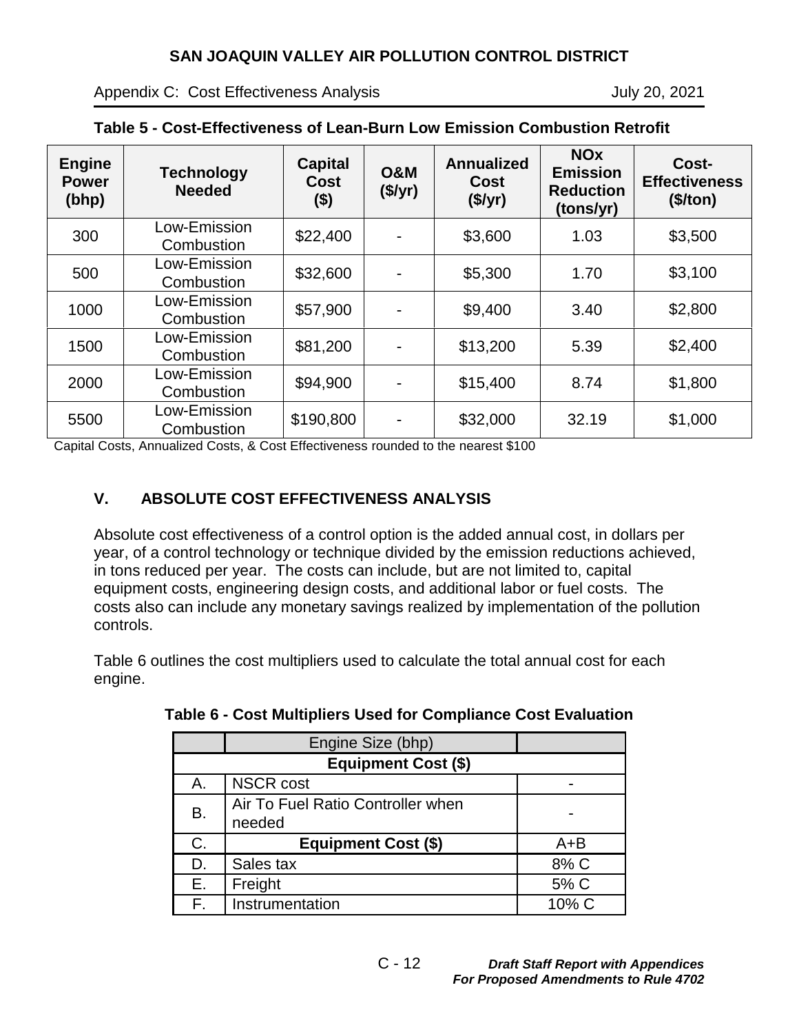**Table 5 - Cost-Effectiveness of Lean-Burn Low Emission Combustion Retrofit**

| Engine Power (bhp) | Technology Needed | Capital Cost ($) | O&M ($/yr) | Annualized Cost ($/yr) | NOx Emission Reduction (tons/yr) | Cost-Effectiveness ($/ton) |
|---|---|---|---|---|---|---|
| 300 | Low-Emission Combustion | $22,400 | - | $3,600 | 1.03 | $3,500 |
| 500 | Low-Emission Combustion | $32,600 | - | $5,300 | 1.70 | $3,100 |
| 1000 | Low-Emission Combustion | $57,900 | - | $9,400 | 3.40 | $2,800 |
| 1500 | Low-Emission Combustion | $81,200 | - | $13,200 | 5.39 | $2,400 |
| 2000 | Low-Emission Combustion | $94,900 | - | $15,400 | 8.74 | $1,800 |
| 5500 | Low-Emission Combustion | $190,800 | - | $32,000 | 32.19 | $1,000 |

Capital Costs, Annualized Costs, & Cost Effectiveness rounded to the nearest $100

## V. ABSOLUTE COST EFFECTIVENESS ANALYSIS

Absolute cost effectiveness of a control option is the added annual cost, in dollars per year, of a control technology or technique divided by the emission reductions achieved, in tons reduced per year. The costs can include, but are not limited to, capital equipment costs, engineering design costs, and additional labor or fuel costs. The costs also can include any monetary savings realized by implementation of the pollution controls.

Table 6 outlines the cost multipliers used to calculate the total annual cost for each engine.

**Table 6 - Cost Multipliers Used for Compliance Cost Evaluation**

| | Engine Size (bhp) | |
|---|---|---|
| | **Equipment Cost ($)** | |
| A. | NSCR cost | - |
| B. | Air To Fuel Ratio Controller when needed | - |
| C. | **Equipment Cost ($)** | A+B |
| D. | Sales tax | 8% C |
| E. | Freight | 5% C |
| F. | Instrumentation | 10% C |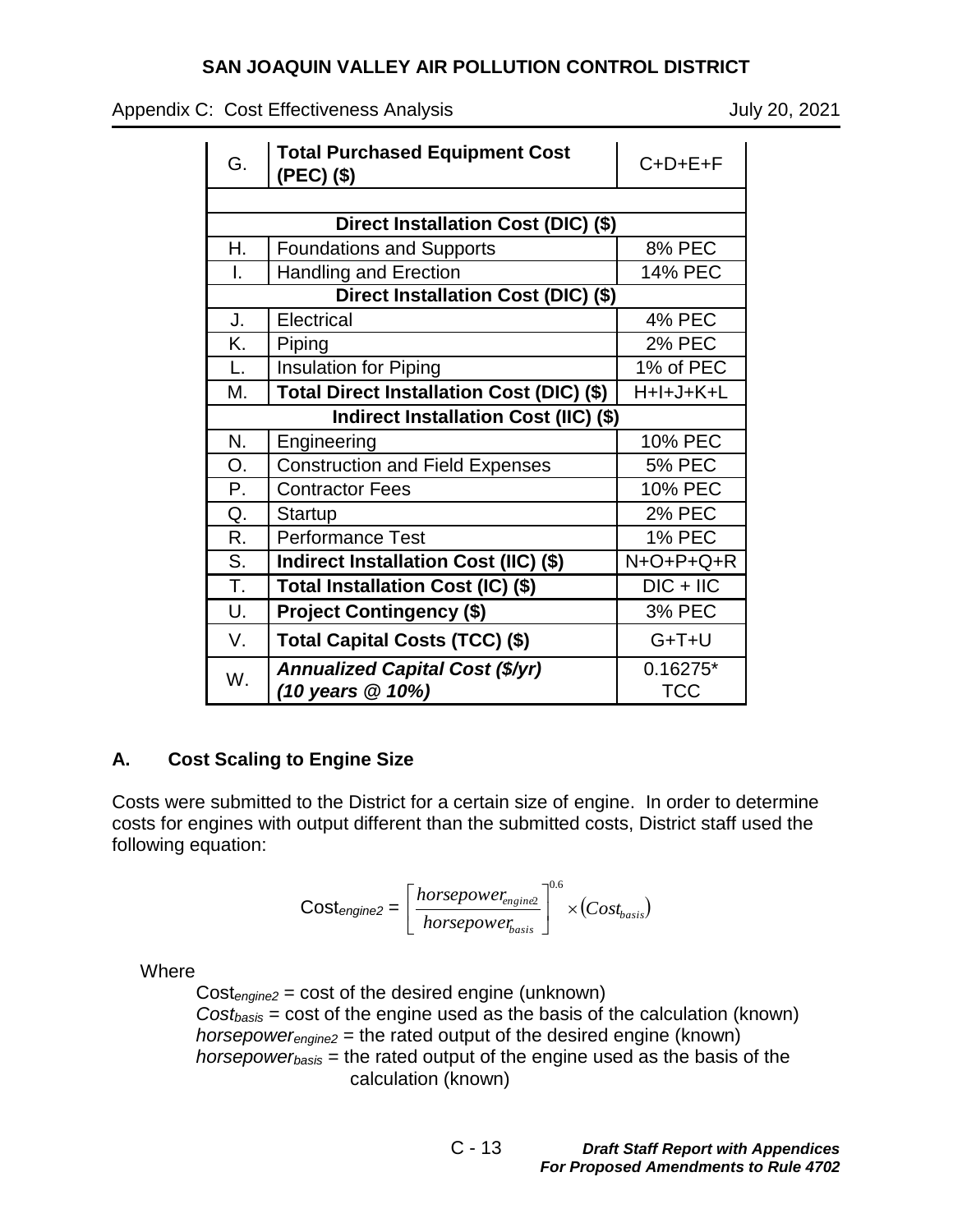| G. | **Total Purchased Equipment Cost (PEC) ($)** | C+D+E+F |
|---|---|---|
| | | |
| | **Direct Installation Cost (DIC) ($)** | |
| H. | Foundations and Supports | 8% PEC |
| I. | Handling and Erection | 14% PEC |
| | **Direct Installation Cost (DIC) ($)** | |
| J. | Electrical | 4% PEC |
| K. | Piping | 2% PEC |
| L. | Insulation for Piping | 1% of PEC |
| M. | **Total Direct Installation Cost (DIC) ($)** | H+I+J+K+L |
| | **Indirect Installation Cost (IIC) ($)** | |
| N. | Engineering | 10% PEC |
| O. | Construction and Field Expenses | 5% PEC |
| P. | Contractor Fees | 10% PEC |
| Q. | Startup | 2% PEC |
| R. | Performance Test | 1% PEC |
| S. | **Indirect Installation Cost (IIC) ($)** | N+O+P+Q+R |
| T. | **Total Installation Cost (IC) ($)** | DIC + IIC |
| U. | **Project Contingency ($)** | 3% PEC |
| V. | **Total Capital Costs (TCC) ($)** | G+T+U |
| W. | ***Annualized Capital Cost ($/yr) (10 years @ 10%)*** | 0.16275* TCC |

## A. Cost Scaling to Engine Size

Costs were submitted to the District for a certain size of engine. In order to determine costs for engines with output different than the submitted costs, District staff used the following equation:

$$\text{Cost}_{engine2} = \left[\frac{horsepower_{engine2}}{horsepower_{basis}}\right]^{0.6} \times \left(Cost_{basis}\right)$$

Where

$\text{Cost}_{engine2}$ = cost of the desired engine (unknown)
$Cost_{basis}$ = cost of the engine used as the basis of the calculation (known)
$horsepower_{engine2}$ = the rated output of the desired engine (known)
$horsepower_{basis}$ = the rated output of the engine used as the basis of the calculation (known)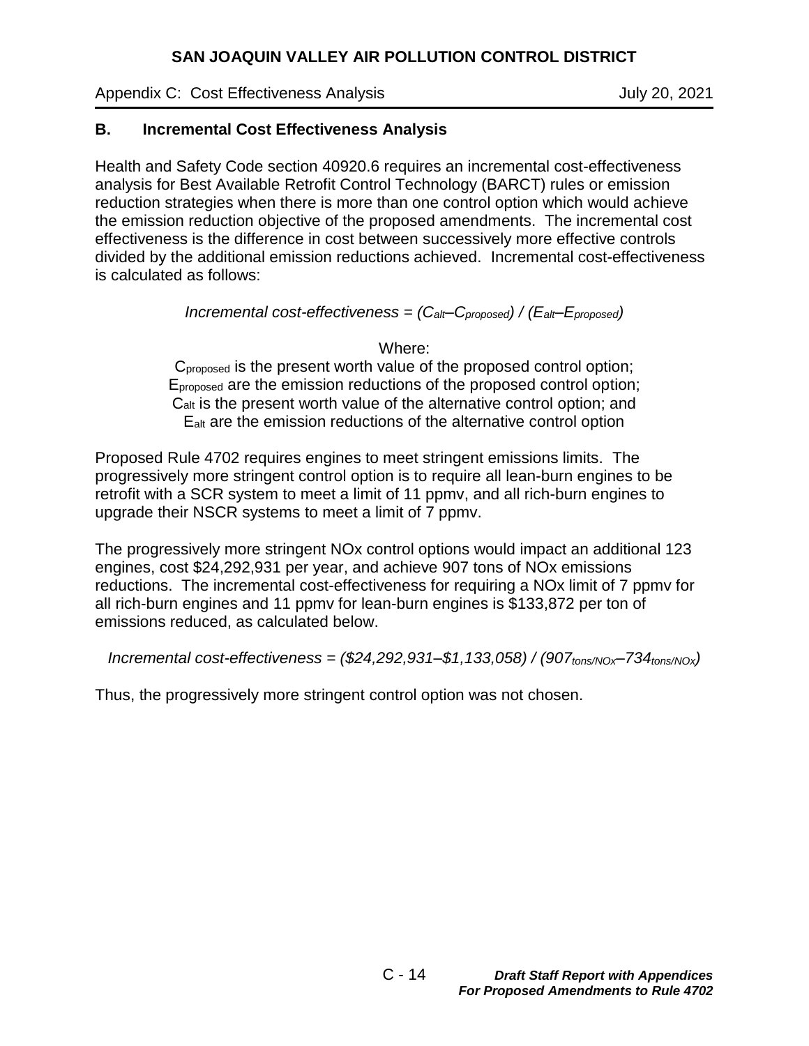## B. Incremental Cost Effectiveness Analysis

Health and Safety Code section 40920.6 requires an incremental cost-effectiveness analysis for Best Available Retrofit Control Technology (BARCT) rules or emission reduction strategies when there is more than one control option which would achieve the emission reduction objective of the proposed amendments. The incremental cost effectiveness is the difference in cost between successively more effective controls divided by the additional emission reductions achieved. Incremental cost-effectiveness is calculated as follows:

$$\textit{Incremental cost-effectiveness} = (C_{alt} – C_{proposed}) / (E_{alt} – E_{proposed})$$

Where:

$C_{proposed}$ is the present worth value of the proposed control option;
$E_{proposed}$ are the emission reductions of the proposed control option;
$C_{alt}$ is the present worth value of the alternative control option; and
$E_{alt}$ are the emission reductions of the alternative control option

Proposed Rule 4702 requires engines to meet stringent emissions limits. The progressively more stringent control option is to require all lean-burn engines to be retrofit with a SCR system to meet a limit of 11 ppmv, and all rich-burn engines to upgrade their NSCR systems to meet a limit of 7 ppmv.

The progressively more stringent NOx control options would impact an additional 123 engines, cost \$24,292,931 per year, and achieve 907 tons of NOx emissions reductions. The incremental cost-effectiveness for requiring a NOx limit of 7 ppmv for all rich-burn engines and 11 ppmv for lean-burn engines is \$133,872 per ton of emissions reduced, as calculated below.

$$\textit{Incremental cost-effectiveness} = (\$24,292,931 – \$1,133,058) / (907_{tons/NOx} – 734_{tons/NOx})$$

Thus, the progressively more stringent control option was not chosen.